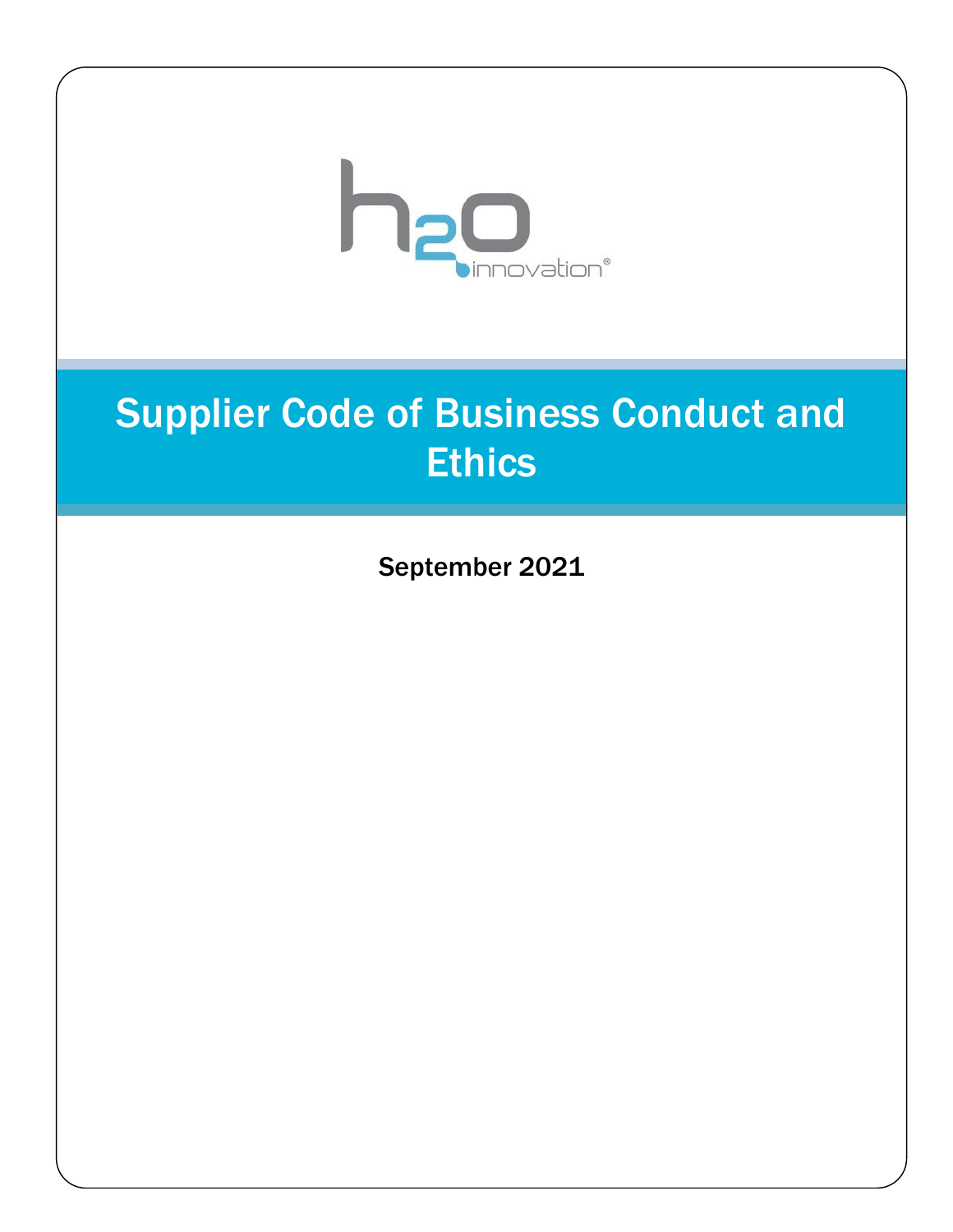h2o innovation®

# Supplier Code of Business Conduct and Ethics

**September 2021**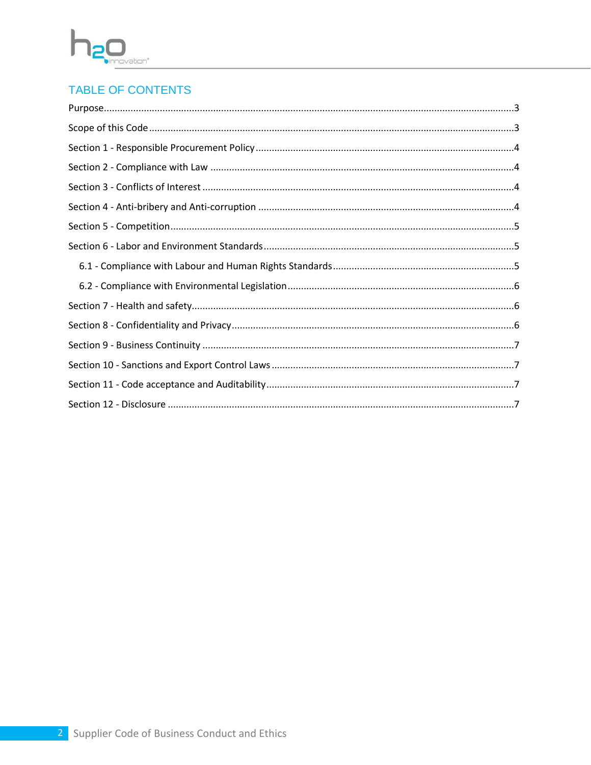# TABLE OF CONTENTS

Purpose........................................................................................................................................3

Scope of this Code .......................................................................................................................3

Section 1 - Responsible Procurement Policy ................................................................................4

Section 2 - Compliance with Law .................................................................................................4

Section 3 - Conflicts of Interest ....................................................................................................4

Section 4 - Anti-bribery and Anti-corruption ...............................................................................4

Section 5 - Competition................................................................................................................5

Section 6 - Labor and Environment Standards.............................................................................5

- 6.1 - Compliance with Labour and Human Rights Standards ....................................................5
- 6.2 - Compliance with Environmental Legislation ....................................................................6

Section 7 - Health and safety........................................................................................................6

Section 8 - Confidentiality and Privacy .........................................................................................6

Section 9 - Business Continuity ....................................................................................................7

Section 10 - Sanctions and Export Control Laws ..........................................................................7

Section 11 - Code acceptance and Auditability............................................................................7

Section 12 - Disclosure .................................................................................................................7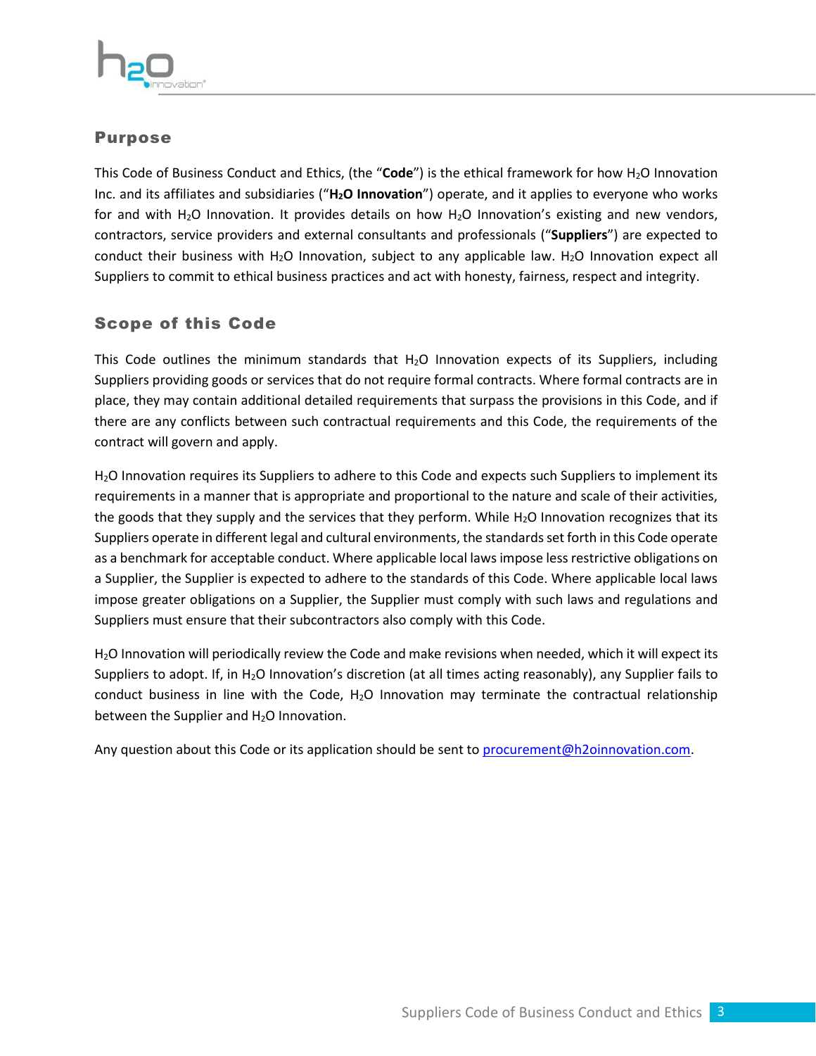## Purpose

This Code of Business Conduct and Ethics, (the "**Code**") is the ethical framework for how $H_2O$ Innovation Inc. and its affiliates and subsidiaries ("**$H_2O$ Innovation**") operate, and it applies to everyone who works for and with $H_2O$ Innovation. It provides details on how $H_2O$ Innovation's existing and new vendors, contractors, service providers and external consultants and professionals ("**Suppliers**") are expected to conduct their business with $H_2O$ Innovation, subject to any applicable law. $H_2O$ Innovation expect all Suppliers to commit to ethical business practices and act with honesty, fairness, respect and integrity.

## Scope of this Code

This Code outlines the minimum standards that $H_2O$ Innovation expects of its Suppliers, including Suppliers providing goods or services that do not require formal contracts. Where formal contracts are in place, they may contain additional detailed requirements that surpass the provisions in this Code, and if there are any conflicts between such contractual requirements and this Code, the requirements of the contract will govern and apply.

$H_2O$ Innovation requires its Suppliers to adhere to this Code and expects such Suppliers to implement its requirements in a manner that is appropriate and proportional to the nature and scale of their activities, the goods that they supply and the services that they perform. While $H_2O$ Innovation recognizes that its Suppliers operate in different legal and cultural environments, the standards set forth in this Code operate as a benchmark for acceptable conduct. Where applicable local laws impose less restrictive obligations on a Supplier, the Supplier is expected to adhere to the standards of this Code. Where applicable local laws impose greater obligations on a Supplier, the Supplier must comply with such laws and regulations and Suppliers must ensure that their subcontractors also comply with this Code.

$H_2O$ Innovation will periodically review the Code and make revisions when needed, which it will expect its Suppliers to adopt. If, in $H_2O$ Innovation's discretion (at all times acting reasonably), any Supplier fails to conduct business in line with the Code, $H_2O$ Innovation may terminate the contractual relationship between the Supplier and $H_2O$ Innovation.

Any question about this Code or its application should be sent to procurement@h2oinnovation.com.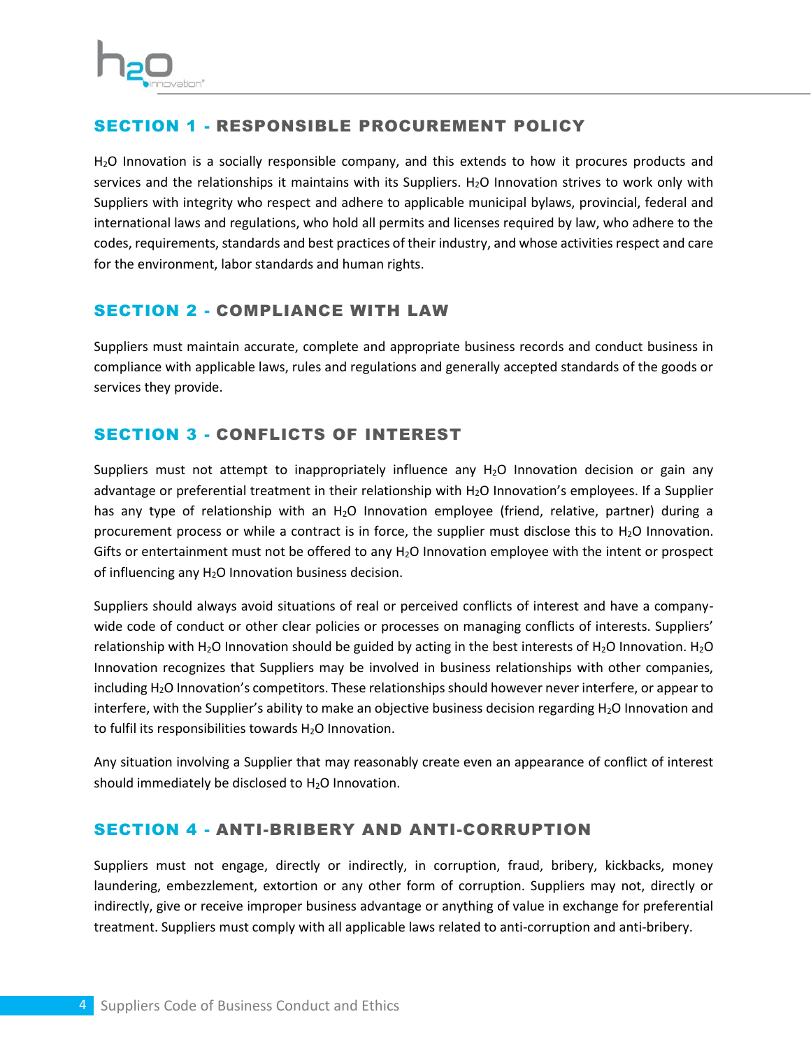## SECTION 1 - RESPONSIBLE PROCUREMENT POLICY

$H_2O$ Innovation is a socially responsible company, and this extends to how it procures products and services and the relationships it maintains with its Suppliers. $H_2O$ Innovation strives to work only with Suppliers with integrity who respect and adhere to applicable municipal bylaws, provincial, federal and international laws and regulations, who hold all permits and licenses required by law, who adhere to the codes, requirements, standards and best practices of their industry, and whose activities respect and care for the environment, labor standards and human rights.

## SECTION 2 - COMPLIANCE WITH LAW

Suppliers must maintain accurate, complete and appropriate business records and conduct business in compliance with applicable laws, rules and regulations and generally accepted standards of the goods or services they provide.

## SECTION 3 - CONFLICTS OF INTEREST

Suppliers must not attempt to inappropriately influence any $H_2O$ Innovation decision or gain any advantage or preferential treatment in their relationship with $H_2O$ Innovation's employees. If a Supplier has any type of relationship with an $H_2O$ Innovation employee (friend, relative, partner) during a procurement process or while a contract is in force, the supplier must disclose this to $H_2O$ Innovation. Gifts or entertainment must not be offered to any $H_2O$ Innovation employee with the intent or prospect of influencing any $H_2O$ Innovation business decision.

Suppliers should always avoid situations of real or perceived conflicts of interest and have a company-wide code of conduct or other clear policies or processes on managing conflicts of interests. Suppliers' relationship with $H_2O$ Innovation should be guided by acting in the best interests of $H_2O$ Innovation. $H_2O$ Innovation recognizes that Suppliers may be involved in business relationships with other companies, including $H_2O$ Innovation's competitors. These relationships should however never interfere, or appear to interfere, with the Supplier's ability to make an objective business decision regarding $H_2O$ Innovation and to fulfil its responsibilities towards $H_2O$ Innovation.

Any situation involving a Supplier that may reasonably create even an appearance of conflict of interest should immediately be disclosed to $H_2O$ Innovation.

## SECTION 4 - ANTI-BRIBERY AND ANTI-CORRUPTION

Suppliers must not engage, directly or indirectly, in corruption, fraud, bribery, kickbacks, money laundering, embezzlement, extortion or any other form of corruption. Suppliers may not, directly or indirectly, give or receive improper business advantage or anything of value in exchange for preferential treatment. Suppliers must comply with all applicable laws related to anti-corruption and anti-bribery.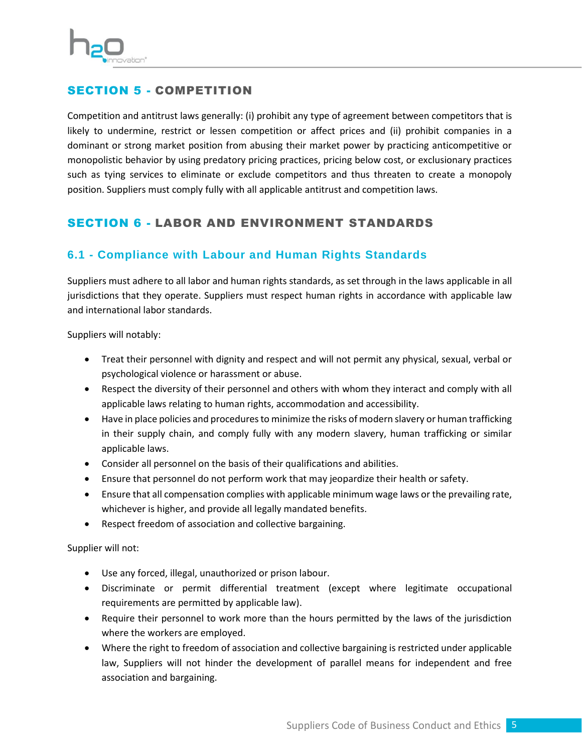## SECTION 5 - COMPETITION

Competition and antitrust laws generally: (i) prohibit any type of agreement between competitors that is likely to undermine, restrict or lessen competition or affect prices and (ii) prohibit companies in a dominant or strong market position from abusing their market power by practicing anticompetitive or monopolistic behavior by using predatory pricing practices, pricing below cost, or exclusionary practices such as tying services to eliminate or exclude competitors and thus threaten to create a monopoly position. Suppliers must comply fully with all applicable antitrust and competition laws.

## SECTION 6 - LABOR AND ENVIRONMENT STANDARDS

### 6.1 - Compliance with Labour and Human Rights Standards

Suppliers must adhere to all labor and human rights standards, as set through in the laws applicable in all jurisdictions that they operate. Suppliers must respect human rights in accordance with applicable law and international labor standards.

Suppliers will notably:

- Treat their personnel with dignity and respect and will not permit any physical, sexual, verbal or psychological violence or harassment or abuse.
- Respect the diversity of their personnel and others with whom they interact and comply with all applicable laws relating to human rights, accommodation and accessibility.
- Have in place policies and procedures to minimize the risks of modern slavery or human trafficking in their supply chain, and comply fully with any modern slavery, human trafficking or similar applicable laws.
- Consider all personnel on the basis of their qualifications and abilities.
- Ensure that personnel do not perform work that may jeopardize their health or safety.
- Ensure that all compensation complies with applicable minimum wage laws or the prevailing rate, whichever is higher, and provide all legally mandated benefits.
- Respect freedom of association and collective bargaining.

Supplier will not:

- Use any forced, illegal, unauthorized or prison labour.
- Discriminate or permit differential treatment (except where legitimate occupational requirements are permitted by applicable law).
- Require their personnel to work more than the hours permitted by the laws of the jurisdiction where the workers are employed.
- Where the right to freedom of association and collective bargaining is restricted under applicable law, Suppliers will not hinder the development of parallel means for independent and free association and bargaining.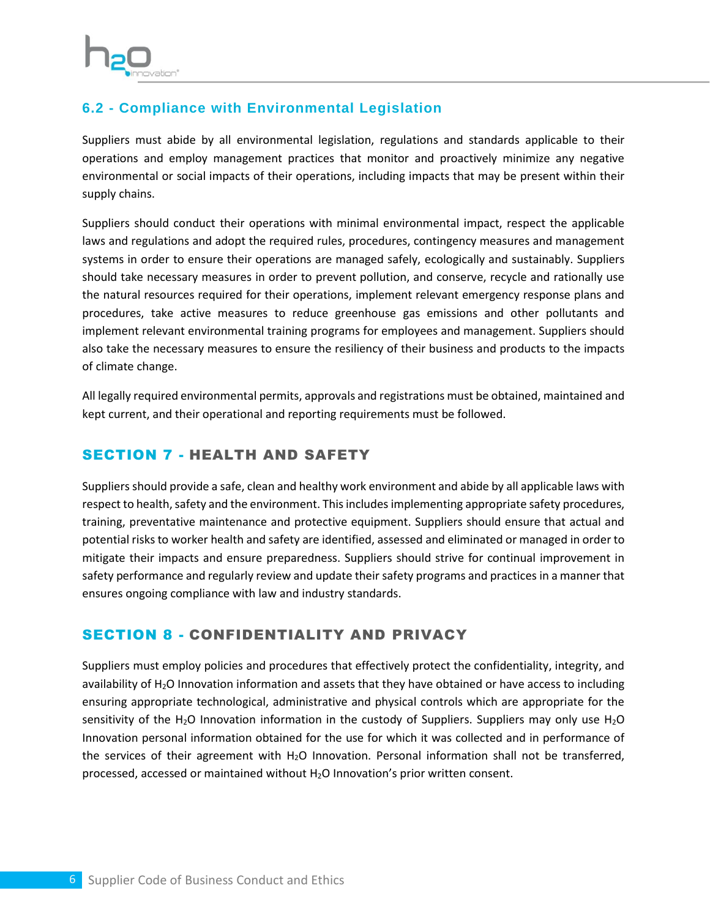### 6.2 - Compliance with Environmental Legislation

Suppliers must abide by all environmental legislation, regulations and standards applicable to their operations and employ management practices that monitor and proactively minimize any negative environmental or social impacts of their operations, including impacts that may be present within their supply chains.

Suppliers should conduct their operations with minimal environmental impact, respect the applicable laws and regulations and adopt the required rules, procedures, contingency measures and management systems in order to ensure their operations are managed safely, ecologically and sustainably. Suppliers should take necessary measures in order to prevent pollution, and conserve, recycle and rationally use the natural resources required for their operations, implement relevant emergency response plans and procedures, take active measures to reduce greenhouse gas emissions and other pollutants and implement relevant environmental training programs for employees and management. Suppliers should also take the necessary measures to ensure the resiliency of their business and products to the impacts of climate change.

All legally required environmental permits, approvals and registrations must be obtained, maintained and kept current, and their operational and reporting requirements must be followed.

## SECTION 7 - HEALTH AND SAFETY

Suppliers should provide a safe, clean and healthy work environment and abide by all applicable laws with respect to health, safety and the environment. This includes implementing appropriate safety procedures, training, preventative maintenance and protective equipment. Suppliers should ensure that actual and potential risks to worker health and safety are identified, assessed and eliminated or managed in order to mitigate their impacts and ensure preparedness. Suppliers should strive for continual improvement in safety performance and regularly review and update their safety programs and practices in a manner that ensures ongoing compliance with law and industry standards.

## SECTION 8 - CONFIDENTIALITY AND PRIVACY

Suppliers must employ policies and procedures that effectively protect the confidentiality, integrity, and availability of $H_2O$ Innovation information and assets that they have obtained or have access to including ensuring appropriate technological, administrative and physical controls which are appropriate for the sensitivity of the $H_2O$ Innovation information in the custody of Suppliers. Suppliers may only use $H_2O$ Innovation personal information obtained for the use for which it was collected and in performance of the services of their agreement with $H_2O$ Innovation. Personal information shall not be transferred, processed, accessed or maintained without $H_2O$ Innovation's prior written consent.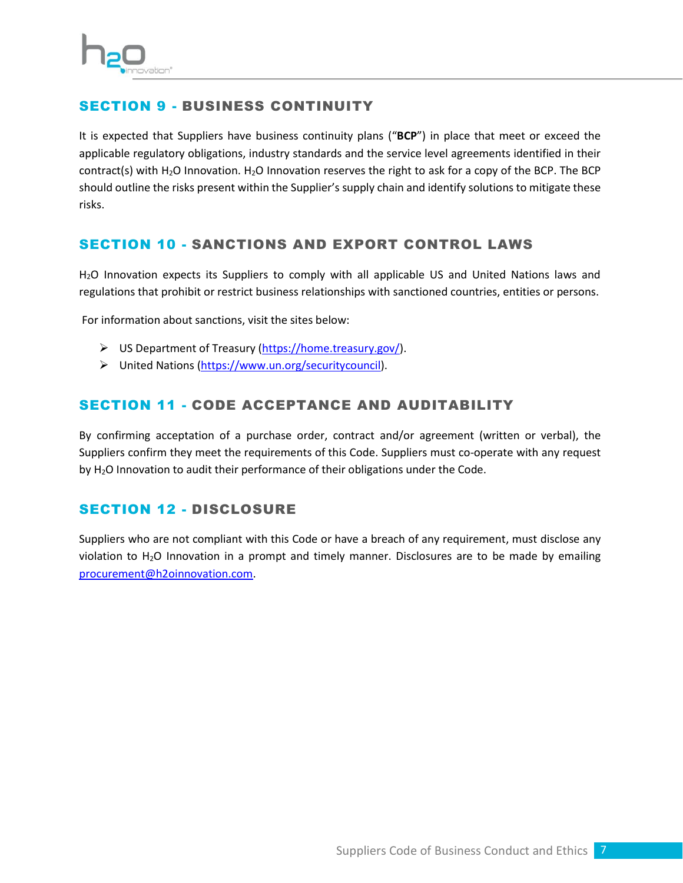## SECTION 9 - BUSINESS CONTINUITY

It is expected that Suppliers have business continuity plans ("**BCP**") in place that meet or exceed the applicable regulatory obligations, industry standards and the service level agreements identified in their contract(s) with $H_2O$ Innovation. $H_2O$ Innovation reserves the right to ask for a copy of the BCP. The BCP should outline the risks present within the Supplier's supply chain and identify solutions to mitigate these risks.

## SECTION 10 - SANCTIONS AND EXPORT CONTROL LAWS

$H_2O$ Innovation expects its Suppliers to comply with all applicable US and United Nations laws and regulations that prohibit or restrict business relationships with sanctioned countries, entities or persons.

For information about sanctions, visit the sites below:

- US Department of Treasury (https://home.treasury.gov/).
- United Nations (https://www.un.org/securitycouncil).

## SECTION 11 - CODE ACCEPTANCE AND AUDITABILITY

By confirming acceptation of a purchase order, contract and/or agreement (written or verbal), the Suppliers confirm they meet the requirements of this Code. Suppliers must co-operate with any request by $H_2O$ Innovation to audit their performance of their obligations under the Code.

## SECTION 12 - DISCLOSURE

Suppliers who are not compliant with this Code or have a breach of any requirement, must disclose any violation to $H_2O$ Innovation in a prompt and timely manner. Disclosures are to be made by emailing procurement@h2oinnovation.com.